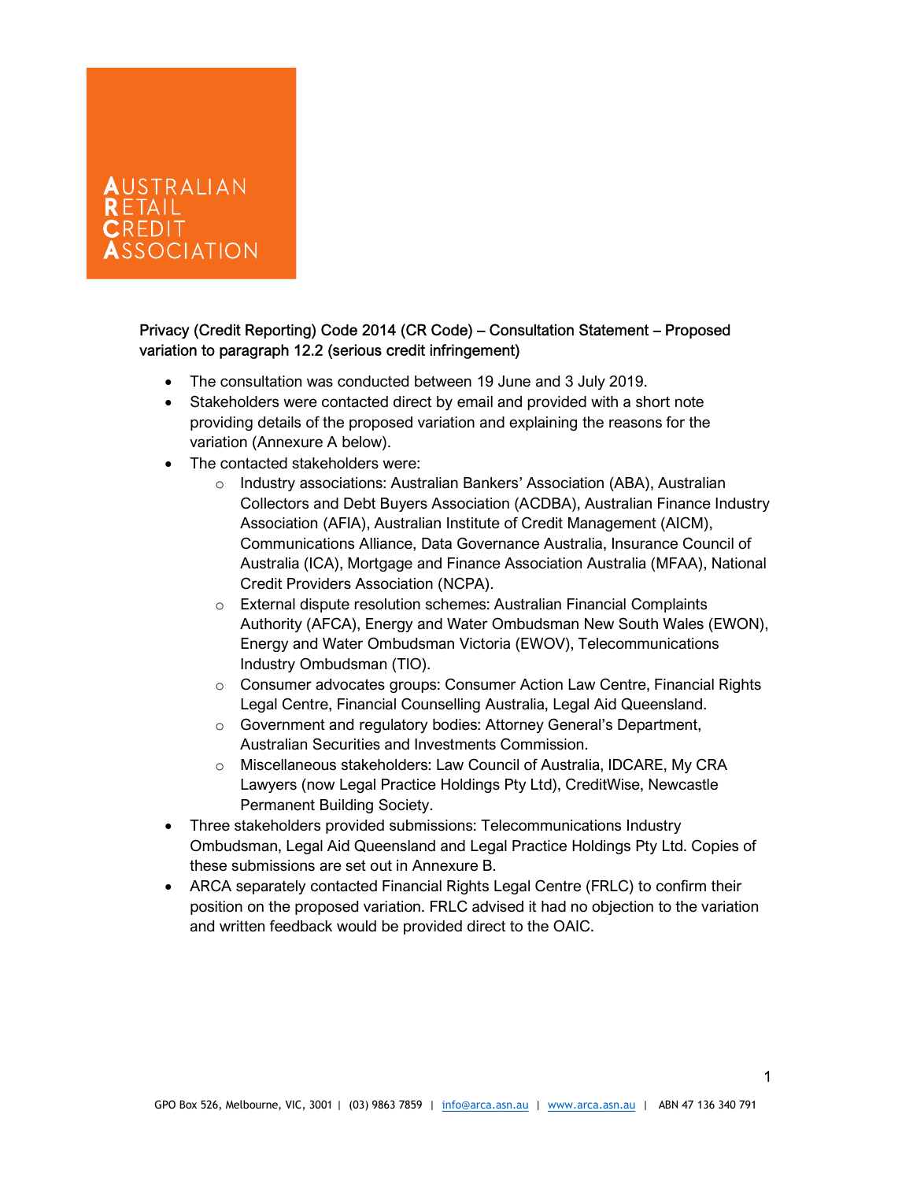AUSTRALIAN
RETAIL
CREDIT
ASSOCIATION

**Privacy (Credit Reporting) Code 2014 (CR Code) – Consultation Statement – Proposed variation to paragraph 12.2 (serious credit infringement)**

- The consultation was conducted between 19 June and 3 July 2019.
- Stakeholders were contacted direct by email and provided with a short note providing details of the proposed variation and explaining the reasons for the variation (Annexure A below).
- The contacted stakeholders were:
  - Industry associations: Australian Bankers' Association (ABA), Australian Collectors and Debt Buyers Association (ACDBA), Australian Finance Industry Association (AFIA), Australian Institute of Credit Management (AICM), Communications Alliance, Data Governance Australia, Insurance Council of Australia (ICA), Mortgage and Finance Association Australia (MFAA), National Credit Providers Association (NCPA).
  - External dispute resolution schemes: Australian Financial Complaints Authority (AFCA), Energy and Water Ombudsman New South Wales (EWON), Energy and Water Ombudsman Victoria (EWOV), Telecommunications Industry Ombudsman (TIO).
  - Consumer advocates groups: Consumer Action Law Centre, Financial Rights Legal Centre, Financial Counselling Australia, Legal Aid Queensland.
  - Government and regulatory bodies: Attorney General's Department, Australian Securities and Investments Commission.
  - Miscellaneous stakeholders: Law Council of Australia, IDCARE, My CRA Lawyers (now Legal Practice Holdings Pty Ltd), CreditWise, Newcastle Permanent Building Society.
- Three stakeholders provided submissions: Telecommunications Industry Ombudsman, Legal Aid Queensland and Legal Practice Holdings Pty Ltd. Copies of these submissions are set out in Annexure B.
- ARCA separately contacted Financial Rights Legal Centre (FRLC) to confirm their position on the proposed variation. FRLC advised it had no objection to the variation and written feedback would be provided direct to the OAIC.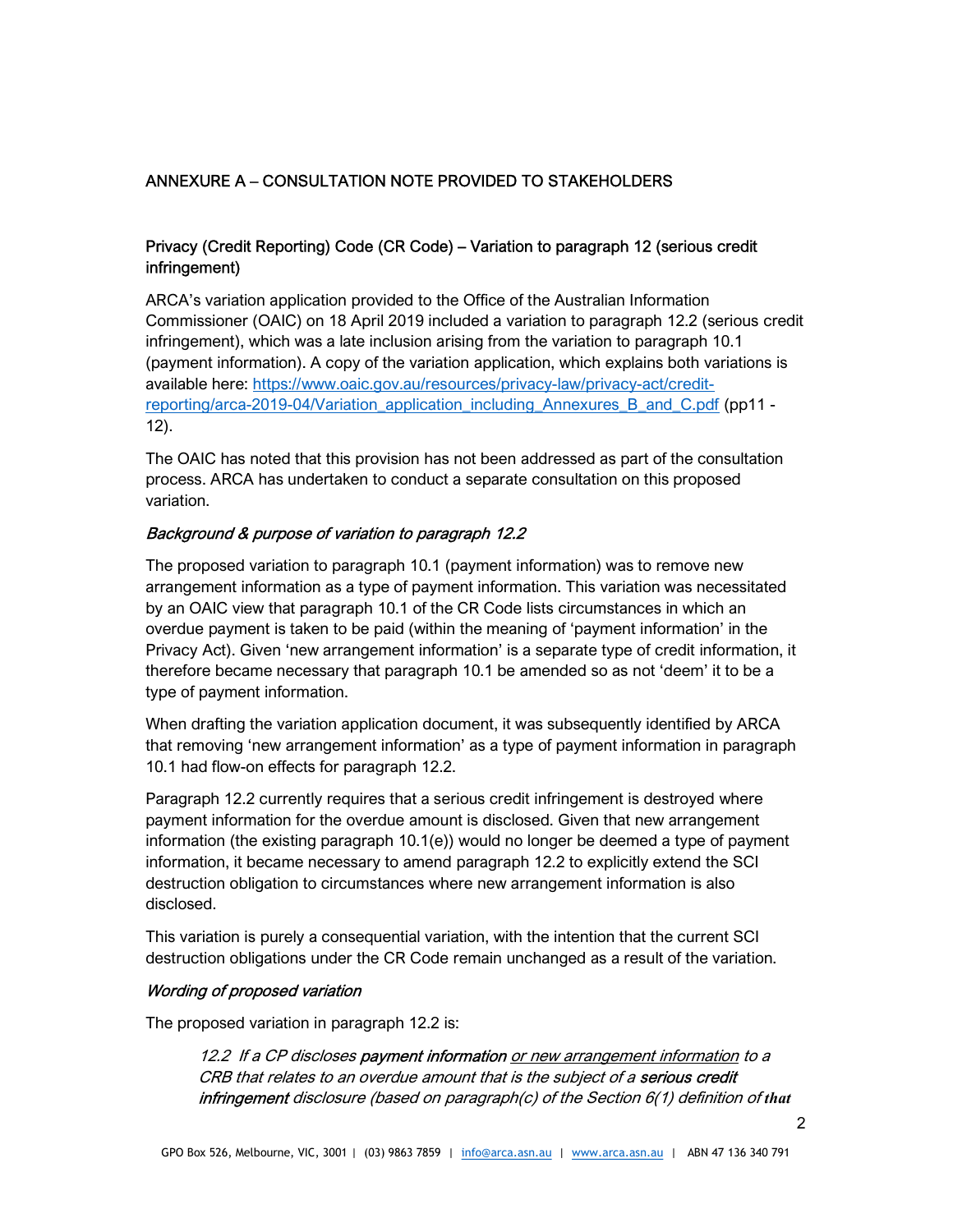## ANNEXURE A – CONSULTATION NOTE PROVIDED TO STAKEHOLDERS

### Privacy (Credit Reporting) Code (CR Code) – Variation to paragraph 12 (serious credit infringement)

ARCA's variation application provided to the Office of the Australian Information Commissioner (OAIC) on 18 April 2019 included a variation to paragraph 12.2 (serious credit infringement), which was a late inclusion arising from the variation to paragraph 10.1 (payment information). A copy of the variation application, which explains both variations is available here: [https://www.oaic.gov.au/resources/privacy-law/privacy-act/credit-reporting/arca-2019-04/Variation_application_including_Annexures_B_and_C.pdf](https://www.oaic.gov.au/resources/privacy-law/privacy-act/credit-reporting/arca-2019-04/Variation_application_including_Annexures_B_and_C.pdf) (pp11 - 12).

The OAIC has noted that this provision has not been addressed as part of the consultation process. ARCA has undertaken to conduct a separate consultation on this proposed variation.

#### *Background & purpose of variation to paragraph 12.2*

The proposed variation to paragraph 10.1 (payment information) was to remove new arrangement information as a type of payment information. This variation was necessitated by an OAIC view that paragraph 10.1 of the CR Code lists circumstances in which an overdue payment is taken to be paid (within the meaning of 'payment information' in the Privacy Act). Given 'new arrangement information' is a separate type of credit information, it therefore became necessary that paragraph 10.1 be amended so as not 'deem' it to be a type of payment information.

When drafting the variation application document, it was subsequently identified by ARCA that removing 'new arrangement information' as a type of payment information in paragraph 10.1 had flow-on effects for paragraph 12.2.

Paragraph 12.2 currently requires that a serious credit infringement is destroyed where payment information for the overdue amount is disclosed. Given that new arrangement information (the existing paragraph 10.1(e)) would no longer be deemed a type of payment information, it became necessary to amend paragraph 12.2 to explicitly extend the SCI destruction obligation to circumstances where new arrangement information is also disclosed.

This variation is purely a consequential variation, with the intention that the current SCI destruction obligations under the CR Code remain unchanged as a result of the variation.

#### *Wording of proposed variation*

The proposed variation in paragraph 12.2 is:

> *12.2 If a CP discloses **payment information** <u>or new arrangement information</u> to a CRB that relates to an overdue amount that is the subject of a **serious credit infringement** disclosure (based on paragraph(c) of the Section 6(1) definition of **that***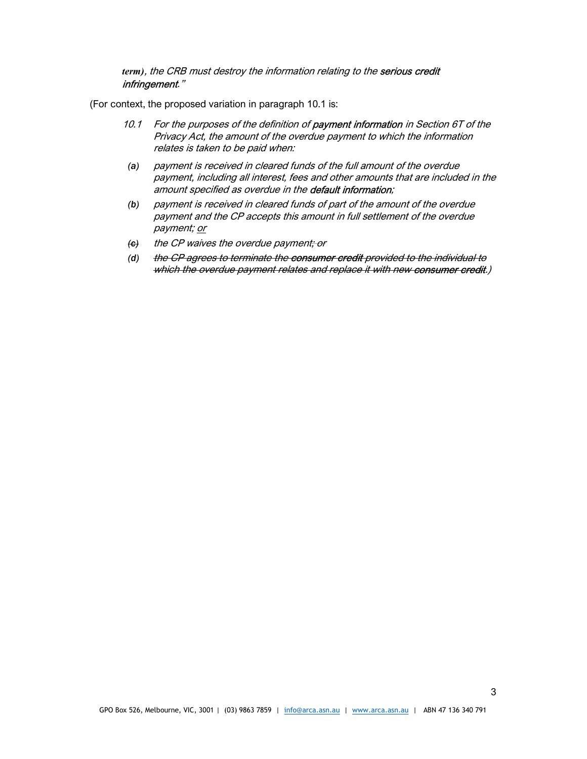***term)**, the CRB must destroy the information relating to the **serious credit infringement**."*

(For context, the proposed variation in paragraph 10.1 is:

> *10.1 For the purposes of the definition of **payment information** in Section 6T of the Privacy Act, the amount of the overdue payment to which the information relates is taken to be paid when:*
>
> *(a) payment is received in cleared funds of the full amount of the overdue payment, including all interest, fees and other amounts that are included in the amount specified as overdue in the **default information**;*
>
> *(b) payment is received in cleared funds of part of the amount of the overdue payment and the CP accepts this amount in full settlement of the overdue payment; <u>or</u>*
>
> *~~(c)~~ the CP waives the overdue payment~~; or~~*
>
> *(d) ~~the CP agrees to terminate the **consumer credit** provided to the individual to which the overdue payment relates and replace it with new **consumer credit**~~.)*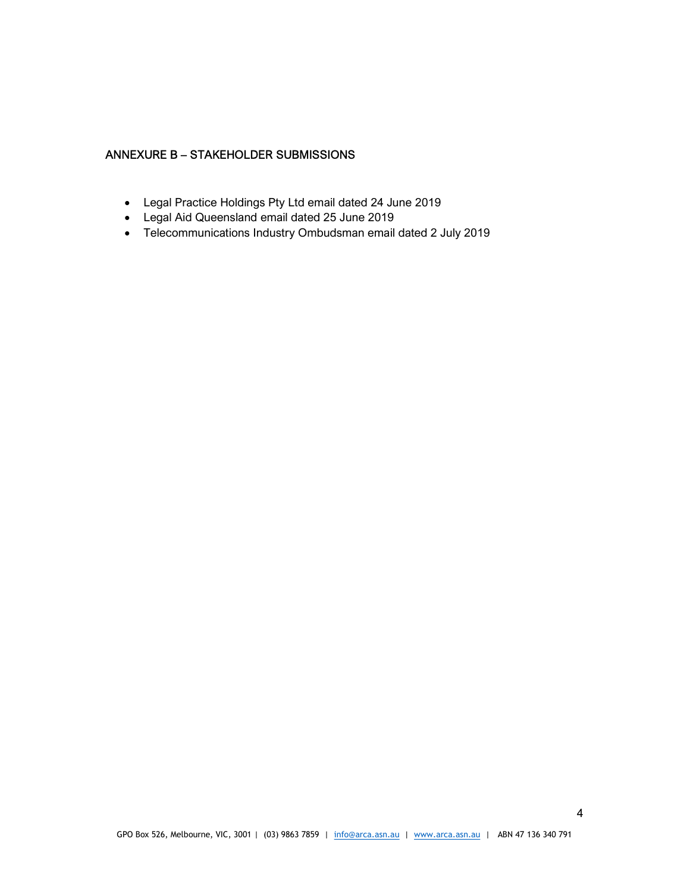## ANNEXURE B – STAKEHOLDER SUBMISSIONS

- Legal Practice Holdings Pty Ltd email dated 24 June 2019
- Legal Aid Queensland email dated 25 June 2019
- Telecommunications Industry Ombudsman email dated 2 July 2019